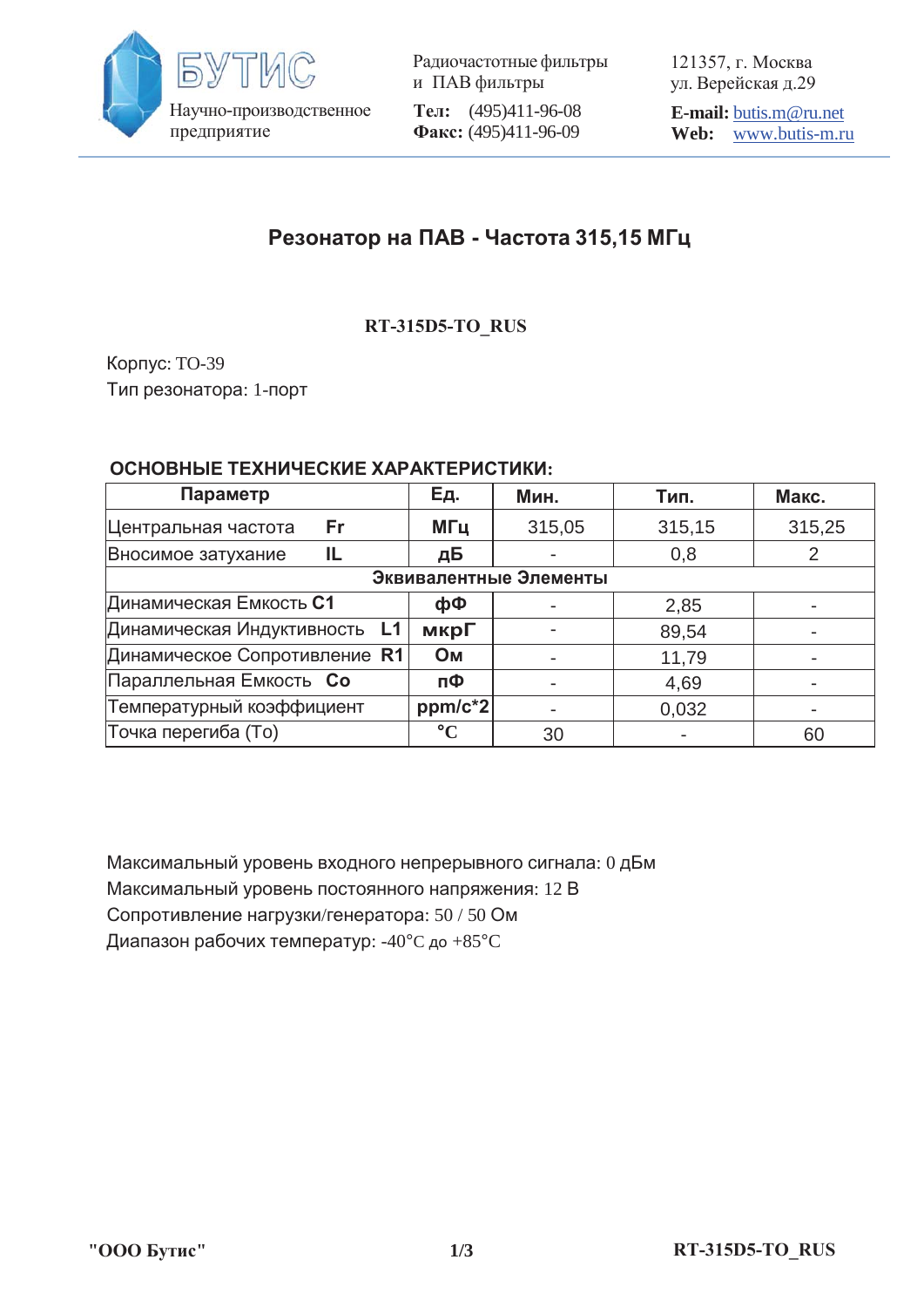БУТИС

Научно-производственное предприятие

Радиочастотные фильтры и ПАВ фильтры

**Тел:** (495)411-96-08
**Факс:** (495)411-96-09

121357, г. Москва
ул. Верейская д.29

**E-mail:** butis.m@ru.net
**Web:** www.butis-m.ru

# Резонатор на ПАВ - Частота 315,15 МГц

**RT-315D5-TO_RUS**

Корпус: TO-39
Тип резонатора: 1-порт

## ОСНОВНЫЕ ТЕХНИЧЕСКИЕ ХАРАКТЕРИСТИКИ:

| Параметр | Ед. | Мин. | Тип. | Макс. |
|---|---|---|---|---|
| Центральная частота **Fr** | **МГц** | 315,05 | 315,15 | 315,25 |
| Вносимое затухание **IL** | **дБ** | - | 0,8 | 2 |
| **Эквивалентные Элементы** | | | | |
| Динамическая Емкость **C1** | **фФ** | - | 2,85 | - |
| Динамическая Индуктивность **L1** | **мкрГ** | - | 89,54 | - |
| Динамическое Сопротивление **R1** | **Ом** | - | 11,79 | - |
| Параллельная Емкость **Co** | **пФ** | - | 4,69 | - |
| Температурный коэффициент | **ppm/c*2** | - | 0,032 | - |
| Точка перегиба (To) | **°C** | 30 | - | 60 |

Максимальный уровень входного непрерывного сигнала: 0 дБм
Максимальный уровень постоянного напряжения: 12 В
Сопротивление нагрузки/генератора: 50 / 50 Ом
Диапазон рабочих температур: -40°C до +85°C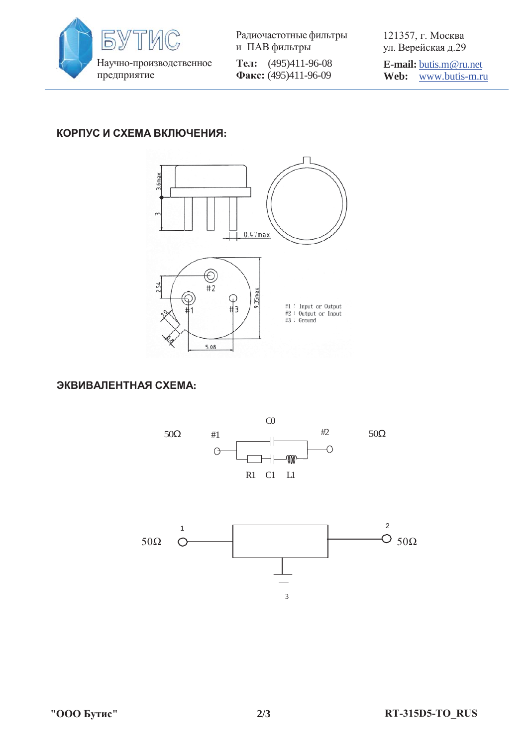## КОРПУС И СХЕМА ВКЛЮЧЕНИЯ:

3.6max

3

0.47max

2.54

#2

#1

#3

9.35max

5.08

#1 : Input or Output
#2 : Output or Input
#3 : Ground

## ЭКВИВАЛЕНТНАЯ СХЕМА:

C0

50Ω #1 #2 50Ω

R1 C1 L1

50Ω 1 2 50Ω

3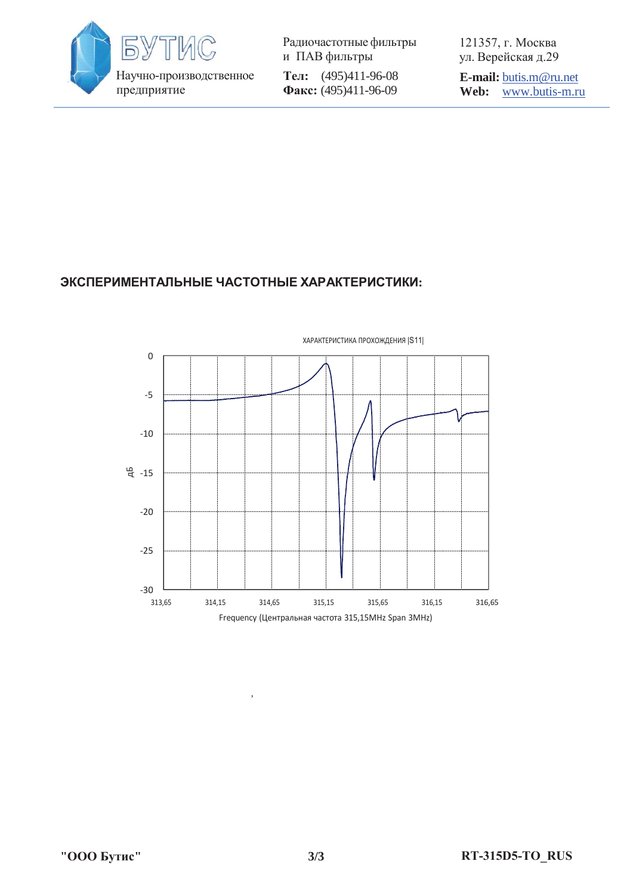БУТИС

Научно-производственное предприятие

Радиочастотные фильтры и ПАВ фильтры

**Тел:** (495)411-96-08
**Факс:** (495)411-96-09

121357, г. Москва
ул. Верейская д.29

**E-mail:** butis.m@ru.net
**Web:** www.butis-m.ru

## ЭКСПЕРИМЕНТАЛЬНЫЕ ЧАСТОТНЫЕ ХАРАКТЕРИСТИКИ:

ХАРАКТЕРИСТИКА ПРОХОЖДЕНИЯ |S11|

дБ

0
-5
-10
-15
-20
-25
-30

313,65 314,15 314,65 315,15 315,65 316,15 316,65

Frequency (Центральная частота 315,15MHz Span 3MHz)

"ООО Бутис"

RT-315D5-TO_RUS